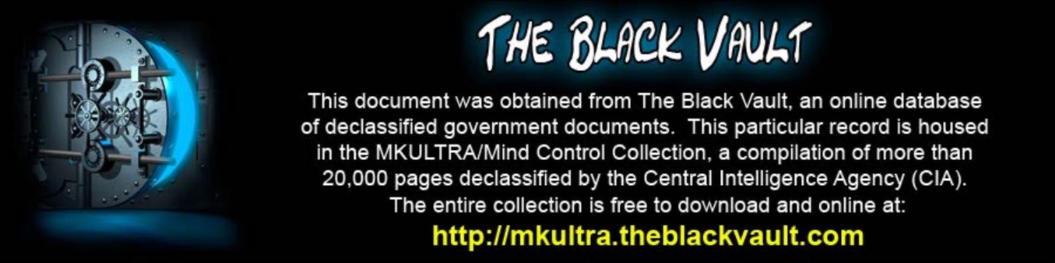# THE BLACK VAULT

This document was obtained from The Black Vault, an online database of declassified government documents. This particular record is housed in the MKULTRA/Mind Control Collection, a compilation of more than 20,000 pages declassified by the Central Intelligence Agency (CIA). The entire collection is free to download and online at:

**http://mkultra.theblackvault.com**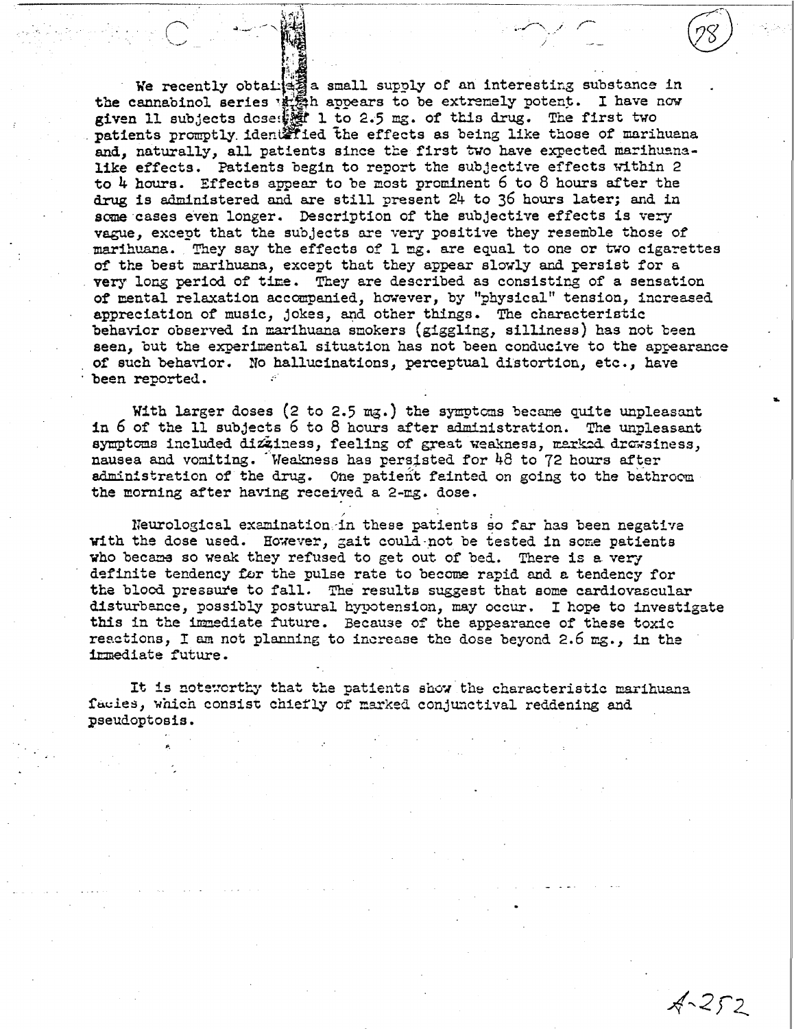We recently obtained a small supply of an interesting substance in the cannabinol series which appears to be extremely potent. I have now given 11 subjects doses of 1 to 2.5 mg. of this drug. The first two patients promptly identified the effects as being like those of marihuana and, naturally, all patients since the first two have expected marihuana-like effects. Patients begin to report the subjective effects within 2 to 4 hours. Effects appear to be most prominent 6 to 8 hours after the drug is administered and are still present 24 to 36 hours later; and in some cases even longer. Description of the subjective effects is very vague, except that the subjects are very positive they resemble those of marihuana. They say the effects of 1 mg. are equal to one or two cigarettes of the best marihuana, except that they appear slowly and persist for a very long period of time. They are described as consisting of a sensation of mental relaxation accompanied, however, by "physical" tension, increased appreciation of music, jokes, and other things. The characteristic behavior observed in marihuana smokers (giggling, silliness) has not been seen, but the experimental situation has not been conducive to the appearance of such behavior. No hallucinations, perceptual distortion, etc., have been reported.

With larger doses (2 to 2.5 mg.) the symptoms became quite unpleasant in 6 of the 11 subjects 6 to 8 hours after administration. The unpleasant symptoms included dizziness, feeling of great weakness, marked drowsiness, nausea and vomiting. Weakness has persisted for 48 to 72 hours after administration of the drug. One patient fainted on going to the bathroom the morning after having received a 2-mg. dose.

Neurological examination in these patients so far has been negative with the dose used. However, gait could not be tested in some patients who became so weak they refused to get out of bed. There is a very definite tendency for the pulse rate to become rapid and a tendency for the blood pressure to fall. The results suggest that some cardiovascular disturbance, possibly postural hypotension, may occur. I hope to investigate this in the immediate future. Because of the appearance of these toxic reactions, I am not planning to increase the dose beyond 2.6 mg., in the immediate future.

It is noteworthy that the patients show the characteristic marihuana facies, which consist chiefly of marked conjunctival reddening and pseudoptosis.

A-252